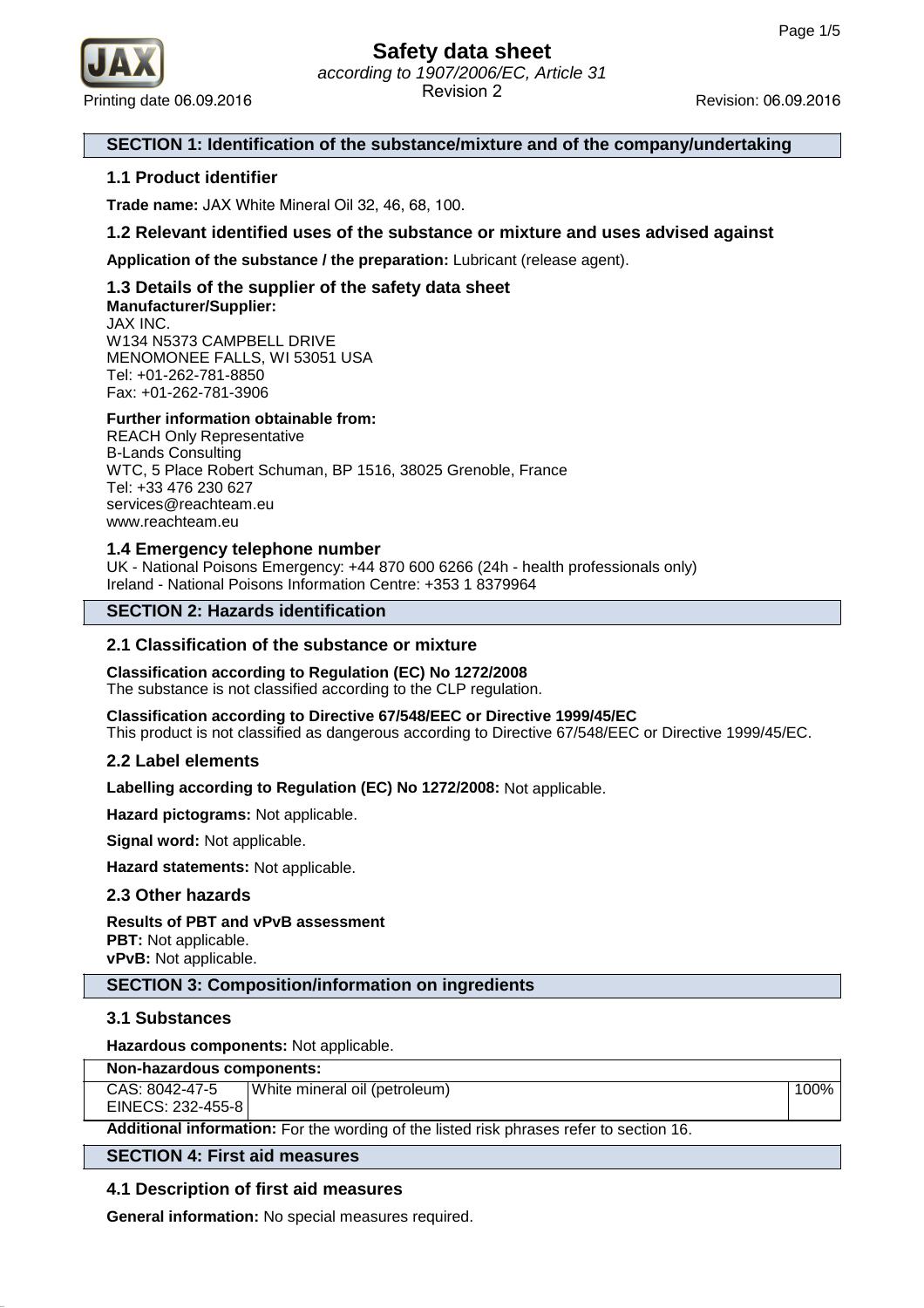# Safety data sheet

*according to 1907/2006/EC, Article 31*

Revision 2

Printing date 06.09.2016 Revision: 06.09.2016

## SECTION 1: Identification of the substance/mixture and of the company/undertaking

### 1.1 Product identifier

**Trade name:** JAX White Mineral Oil 32, 46, 68, 100.

### 1.2 Relevant identified uses of the substance or mixture and uses advised against

**Application of the substance / the preparation:** Lubricant (release agent).

### 1.3 Details of the supplier of the safety data sheet

**Manufacturer/Supplier:**
JAX INC.
W134 N5373 CAMPBELL DRIVE
MENOMONEE FALLS, WI 53051 USA
Tel: +01-262-781-8850
Fax: +01-262-781-3906

**Further information obtainable from:**
REACH Only Representative
B-Lands Consulting
WTC, 5 Place Robert Schuman, BP 1516, 38025 Grenoble, France
Tel: +33 476 230 627
services@reachteam.eu
www.reachteam.eu

### 1.4 Emergency telephone number

UK - National Poisons Emergency: +44 870 600 6266 (24h - health professionals only)
Ireland - National Poisons Information Centre: +353 1 8379964

## SECTION 2: Hazards identification

### 2.1 Classification of the substance or mixture

**Classification according to Regulation (EC) No 1272/2008**
The substance is not classified according to the CLP regulation.

**Classification according to Directive 67/548/EEC or Directive 1999/45/EC**
This product is not classified as dangerous according to Directive 67/548/EEC or Directive 1999/45/EC.

### 2.2 Label elements

**Labelling according to Regulation (EC) No 1272/2008:** Not applicable.

**Hazard pictograms:** Not applicable.

**Signal word:** Not applicable.

**Hazard statements:** Not applicable.

### 2.3 Other hazards

**Results of PBT and vPvB assessment**
**PBT:** Not applicable.
**vPvB:** Not applicable.

## SECTION 3: Composition/information on ingredients

### 3.1 Substances

**Hazardous components:** Not applicable.

| **Non-hazardous components:** | | |
|---|---|---|
| CAS: 8042-47-5<br>EINECS: 232-455-8 | White mineral oil (petroleum) | 100% |

**Additional information:** For the wording of the listed risk phrases refer to section 16.

## SECTION 4: First aid measures

### 4.1 Description of first aid measures

**General information:** No special measures required.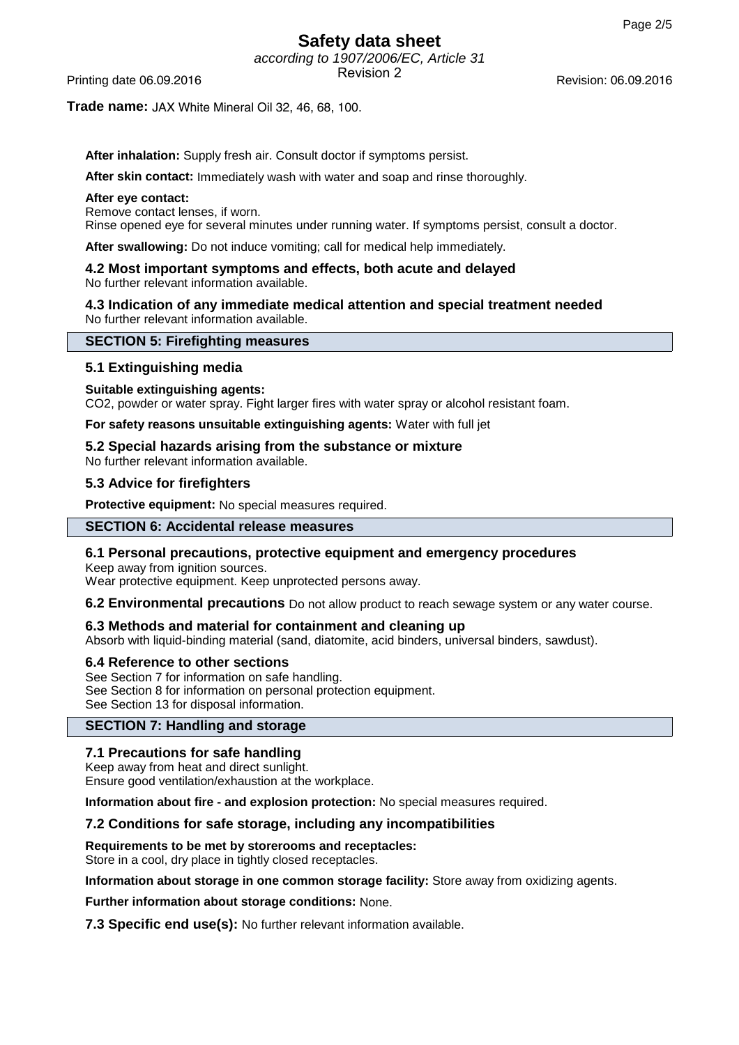**Trade name:** JAX White Mineral Oil 32, 46, 68, 100.

**After inhalation:** Supply fresh air. Consult doctor if symptoms persist.

**After skin contact:** Immediately wash with water and soap and rinse thoroughly.

**After eye contact:**
Remove contact lenses, if worn.
Rinse opened eye for several minutes under running water. If symptoms persist, consult a doctor.

**After swallowing:** Do not induce vomiting; call for medical help immediately.

### 4.2 Most important symptoms and effects, both acute and delayed

No further relevant information available.

### 4.3 Indication of any immediate medical attention and special treatment needed

No further relevant information available.

## SECTION 5: Firefighting measures

### 5.1 Extinguishing media

**Suitable extinguishing agents:**
$CO_2$, powder or water spray. Fight larger fires with water spray or alcohol resistant foam.

**For safety reasons unsuitable extinguishing agents:** Water with full jet

### 5.2 Special hazards arising from the substance or mixture

No further relevant information available.

### 5.3 Advice for firefighters

**Protective equipment:** No special measures required.

## SECTION 6: Accidental release measures

### 6.1 Personal precautions, protective equipment and emergency procedures

Keep away from ignition sources.
Wear protective equipment. Keep unprotected persons away.

**6.2 Environmental precautions** Do not allow product to reach sewage system or any water course.

### 6.3 Methods and material for containment and cleaning up

Absorb with liquid-binding material (sand, diatomite, acid binders, universal binders, sawdust).

### 6.4 Reference to other sections

See Section 7 for information on safe handling.
See Section 8 for information on personal protection equipment.
See Section 13 for disposal information.

## SECTION 7: Handling and storage

### 7.1 Precautions for safe handling

Keep away from heat and direct sunlight.
Ensure good ventilation/exhaustion at the workplace.

**Information about fire - and explosion protection:** No special measures required.

### 7.2 Conditions for safe storage, including any incompatibilities

**Requirements to be met by storerooms and receptacles:**
Store in a cool, dry place in tightly closed receptacles.

**Information about storage in one common storage facility:** Store away from oxidizing agents.

**Further information about storage conditions:** None.

**7.3 Specific end use(s):** No further relevant information available.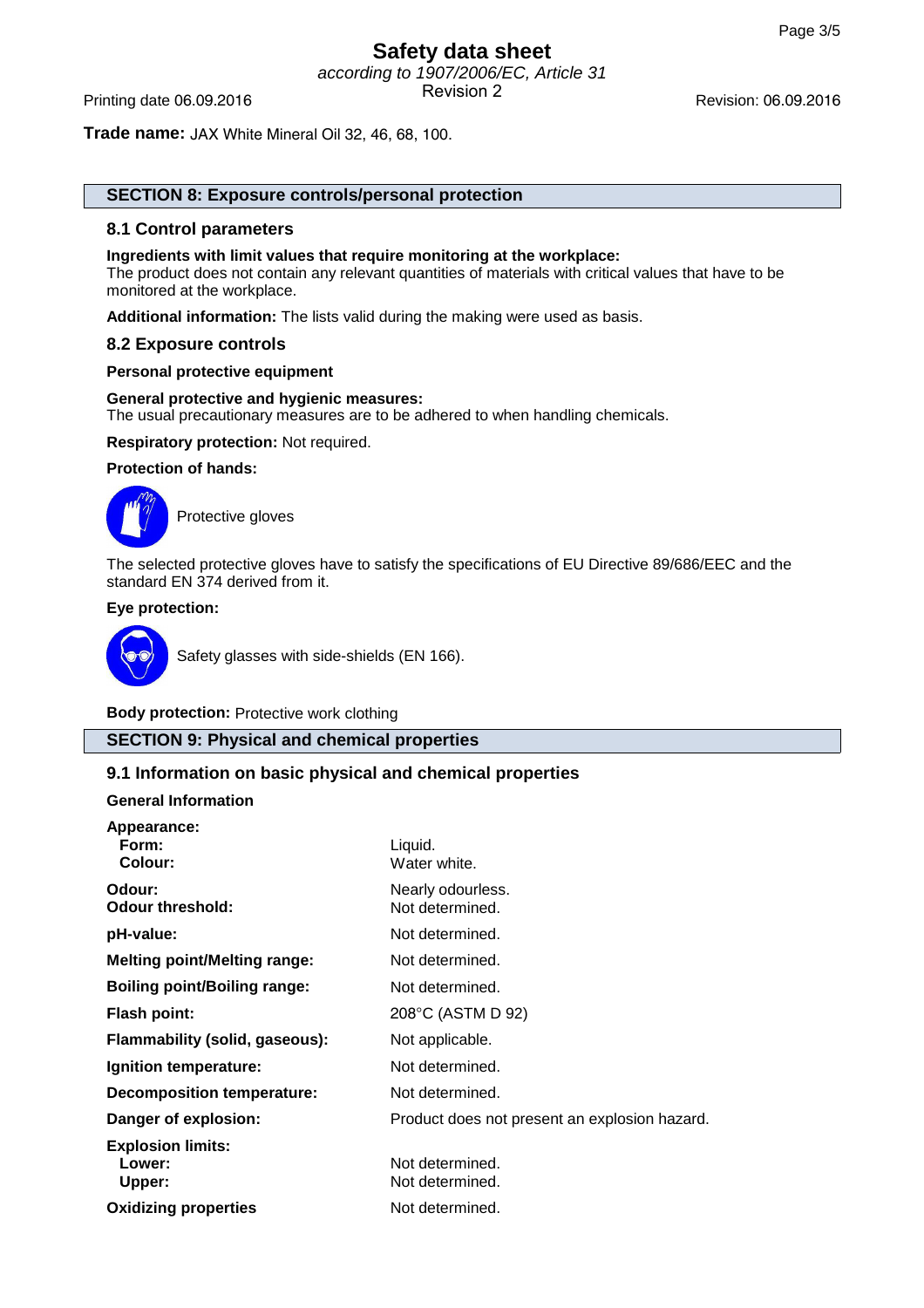**Trade name:** JAX White Mineral Oil 32, 46, 68, 100.

## SECTION 8: Exposure controls/personal protection

### 8.1 Control parameters

**Ingredients with limit values that require monitoring at the workplace:**
The product does not contain any relevant quantities of materials with critical values that have to be monitored at the workplace.

**Additional information:** The lists valid during the making were used as basis.

### 8.2 Exposure controls

**Personal protective equipment**

**General protective and hygienic measures:**
The usual precautionary measures are to be adhered to when handling chemicals.

**Respiratory protection:** Not required.

**Protection of hands:**

Protective gloves

The selected protective gloves have to satisfy the specifications of EU Directive 89/686/EEC and the standard EN 374 derived from it.

**Eye protection:**

Safety glasses with side-shields (EN 166).

**Body protection:** Protective work clothing

## SECTION 9: Physical and chemical properties

### 9.1 Information on basic physical and chemical properties

**General Information**

| | |
|---|---|
| **Appearance:** | |
| **Form:** | Liquid. |
| **Colour:** | Water white. |
| **Odour:** | Nearly odourless. |
| **Odour threshold:** | Not determined. |
| **pH-value:** | Not determined. |
| **Melting point/Melting range:** | Not determined. |
| **Boiling point/Boiling range:** | Not determined. |
| **Flash point:** | 208°C (ASTM D 92) |
| **Flammability (solid, gaseous):** | Not applicable. |
| **Ignition temperature:** | Not determined. |
| **Decomposition temperature:** | Not determined. |
| **Danger of explosion:** | Product does not present an explosion hazard. |
| **Explosion limits:** | |
| **Lower:** | Not determined. |
| **Upper:** | Not determined. |
| **Oxidizing properties** | Not determined. |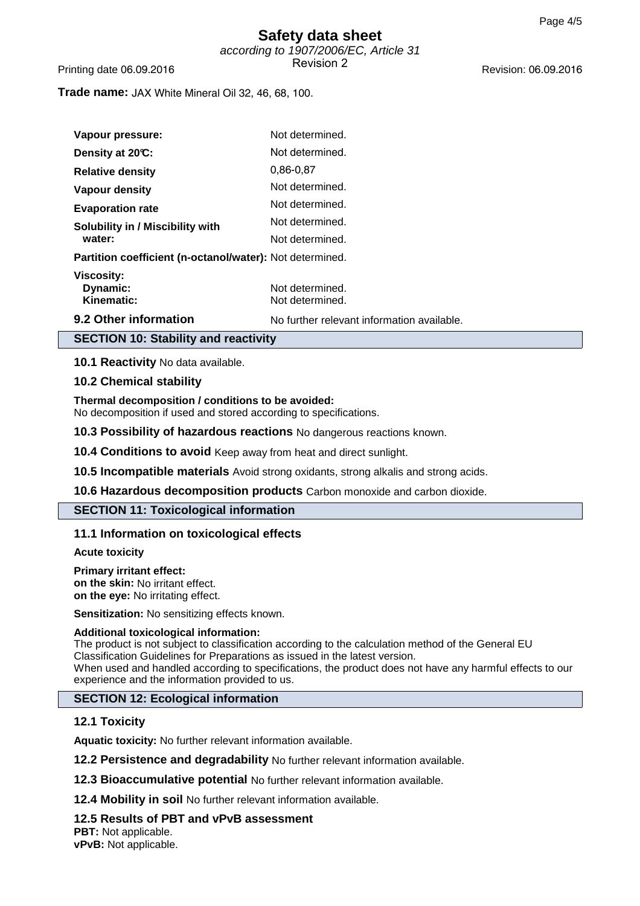**Trade name:** JAX White Mineral Oil 32, 46, 68, 100.

| | |
|---|---|
| **Vapour pressure:** | Not determined. |
| **Density at 20°C:** | Not determined. |
| **Relative density** | 0,86-0,87 |
| **Vapour density** | Not determined. |
| **Evaporation rate** | Not determined. |
| **Solubility in / Miscibility with** | Not determined. |
| **water:** | Not determined. |
| **Partition coefficient (n-octanol/water):** | Not determined. |
| **Viscosity:** | |
| **Dynamic:** | Not determined. |
| **Kinematic:** | Not determined. |

**9.2 Other information** No further relevant information available.

## SECTION 10: Stability and reactivity

**10.1 Reactivity** No data available.

**10.2 Chemical stability**

**Thermal decomposition / conditions to be avoided:**
No decomposition if used and stored according to specifications.

**10.3 Possibility of hazardous reactions** No dangerous reactions known.

**10.4 Conditions to avoid** Keep away from heat and direct sunlight.

**10.5 Incompatible materials** Avoid strong oxidants, strong alkalis and strong acids.

**10.6 Hazardous decomposition products** Carbon monoxide and carbon dioxide.

## SECTION 11: Toxicological information

**11.1 Information on toxicological effects**

**Acute toxicity**

**Primary irritant effect:**
**on the skin:** No irritant effect.
**on the eye:** No irritating effect.

**Sensitization:** No sensitizing effects known.

**Additional toxicological information:**
The product is not subject to classification according to the calculation method of the General EU Classification Guidelines for Preparations as issued in the latest version.
When used and handled according to specifications, the product does not have any harmful effects to our experience and the information provided to us.

## SECTION 12: Ecological information

**12.1 Toxicity**

**Aquatic toxicity:** No further relevant information available.

**12.2 Persistence and degradability** No further relevant information available.

**12.3 Bioaccumulative potential** No further relevant information available.

**12.4 Mobility in soil** No further relevant information available.

**12.5 Results of PBT and vPvB assessment**
**PBT:** Not applicable.
**vPvB:** Not applicable.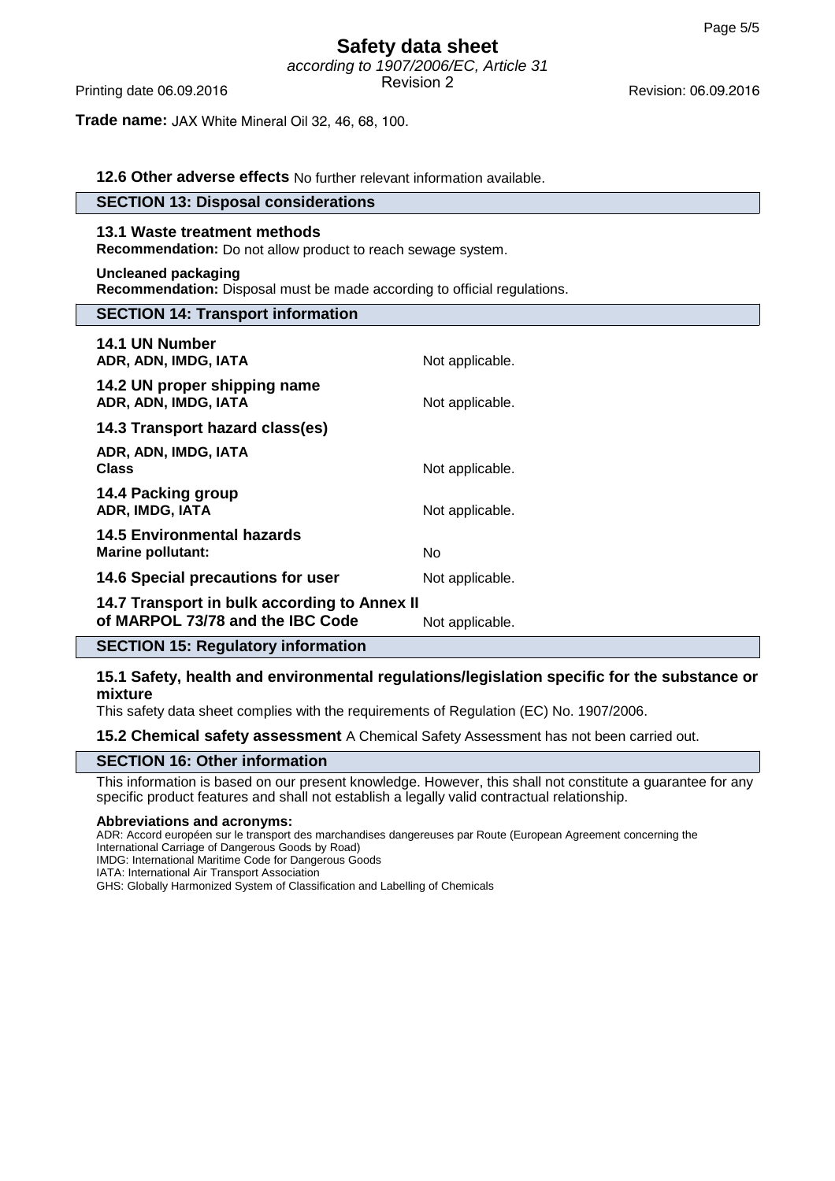**Trade name:** JAX White Mineral Oil 32, 46, 68, 100.

**12.6 Other adverse effects** No further relevant information available.

## SECTION 13: Disposal considerations

**13.1 Waste treatment methods**
**Recommendation:** Do not allow product to reach sewage system.

**Uncleaned packaging**
**Recommendation:** Disposal must be made according to official regulations.

## SECTION 14: Transport information

| | |
|---|---|
| **14.1 UN Number**<br>**ADR, ADN, IMDG, IATA** | Not applicable. |
| **14.2 UN proper shipping name**<br>**ADR, ADN, IMDG, IATA** | Not applicable. |
| **14.3 Transport hazard class(es)** | |
| **ADR, ADN, IMDG, IATA**<br>**Class** | Not applicable. |
| **14.4 Packing group**<br>**ADR, IMDG, IATA** | Not applicable. |
| **14.5 Environmental hazards**<br>**Marine pollutant:** | No |
| **14.6 Special precautions for user** | Not applicable. |
| **14.7 Transport in bulk according to Annex II of MARPOL 73/78 and the IBC Code** | Not applicable. |

## SECTION 15: Regulatory information

**15.1 Safety, health and environmental regulations/legislation specific for the substance or mixture**
This safety data sheet complies with the requirements of Regulation (EC) No. 1907/2006.

**15.2 Chemical safety assessment** A Chemical Safety Assessment has not been carried out.

## SECTION 16: Other information

This information is based on our present knowledge. However, this shall not constitute a guarantee for any specific product features and shall not establish a legally valid contractual relationship.

**Abbreviations and acronyms:**
ADR: Accord européen sur le transport des marchandises dangereuses par Route (European Agreement concerning the International Carriage of Dangerous Goods by Road)
IMDG: International Maritime Code for Dangerous Goods
IATA: International Air Transport Association
GHS: Globally Harmonized System of Classification and Labelling of Chemicals